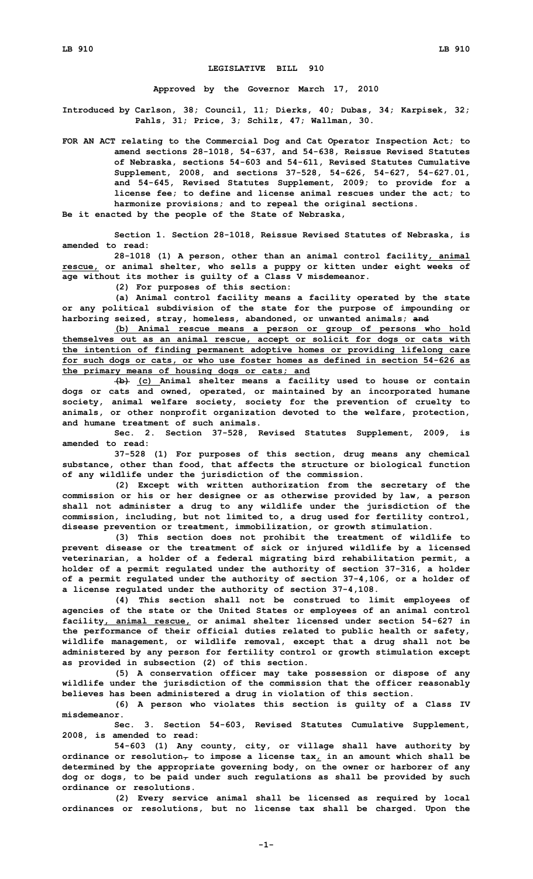# LEGISLATIVE BILL 910

**Approved by the Governor March 17, 2010**

**Introduced by Carlson, 38; Council, 11; Dierks, 40; Dubas, 34; Karpisek, 32; Pahls, 31; Price, 3; Schilz, 47; Wallman, 30.**

FOR AN ACT relating to the Commercial Dog and Cat Operator Inspection Act; to amend sections 28-1018, 54-637, and 54-638, Reissue Revised Statutes of Nebraska, sections 54-603 and 54-611, Revised Statutes Cumulative Supplement, 2008, and sections 37-528, 54-626, 54-627, 54-627.01, and 54-645, Revised Statutes Supplement, 2009; to provide for a license fee; to define and license animal rescues under the act; to harmonize provisions; and to repeal the original sections.

Be it enacted by the people of the State of Nebraska,

Section 1. Section 28-1018, Reissue Revised Statutes of Nebraska, is amended to read:

28-1018 (1) A person, other than an animal control facility, animal rescue, or animal shelter, who sells a puppy or kitten under eight weeks of age without its mother is guilty of a Class V misdemeanor.

(2) For purposes of this section:

(a) Animal control facility means a facility operated by the state or any political subdivision of the state for the purpose of impounding or harboring seized, stray, homeless, abandoned, or unwanted animals; ~~and~~

(b) Animal rescue means a person or group of persons who hold themselves out as an animal rescue, accept or solicit for dogs or cats with the intention of finding permanent adoptive homes or providing lifelong care for such dogs or cats, or who use foster homes as defined in section 54-626 as the primary means of housing dogs or cats; and

~~(b)~~ (c) Animal shelter means a facility used to house or contain dogs or cats and owned, operated, or maintained by an incorporated humane society, animal welfare society, society for the prevention of cruelty to animals, or other nonprofit organization devoted to the welfare, protection, and humane treatment of such animals.

Sec. 2. Section 37-528, Revised Statutes Supplement, 2009, is amended to read:

37-528 (1) For purposes of this section, drug means any chemical substance, other than food, that affects the structure or biological function of any wildlife under the jurisdiction of the commission.

(2) Except with written authorization from the secretary of the commission or his or her designee or as otherwise provided by law, a person shall not administer a drug to any wildlife under the jurisdiction of the commission, including, but not limited to, a drug used for fertility control, disease prevention or treatment, immobilization, or growth stimulation.

(3) This section does not prohibit the treatment of wildlife to prevent disease or the treatment of sick or injured wildlife by a licensed veterinarian, a holder of a federal migrating bird rehabilitation permit, a holder of a permit regulated under the authority of section 37-316, a holder of a permit regulated under the authority of section 37-4,106, or a holder of a license regulated under the authority of section 37-4,108.

(4) This section shall not be construed to limit employees of agencies of the state or the United States or employees of an animal control facility, animal rescue, or animal shelter licensed under section 54-627 in the performance of their official duties related to public health or safety, wildlife management, or wildlife removal, except that a drug shall not be administered by any person for fertility control or growth stimulation except as provided in subsection (2) of this section.

(5) A conservation officer may take possession or dispose of any wildlife under the jurisdiction of the commission that the officer reasonably believes has been administered a drug in violation of this section.

(6) A person who violates this section is guilty of a Class IV misdemeanor.

Sec. 3. Section 54-603, Revised Statutes Cumulative Supplement, 2008, is amended to read:

54-603 (1) Any county, city, or village shall have authority by ordinance or resolution~~,~~ to impose a license tax, in an amount which shall be determined by the appropriate governing body, on the owner or harborer of any dog or dogs, to be paid under such regulations as shall be provided by such ordinance or resolutions.

(2) Every service animal shall be licensed as required by local ordinances or resolutions, but no license tax shall be charged. Upon the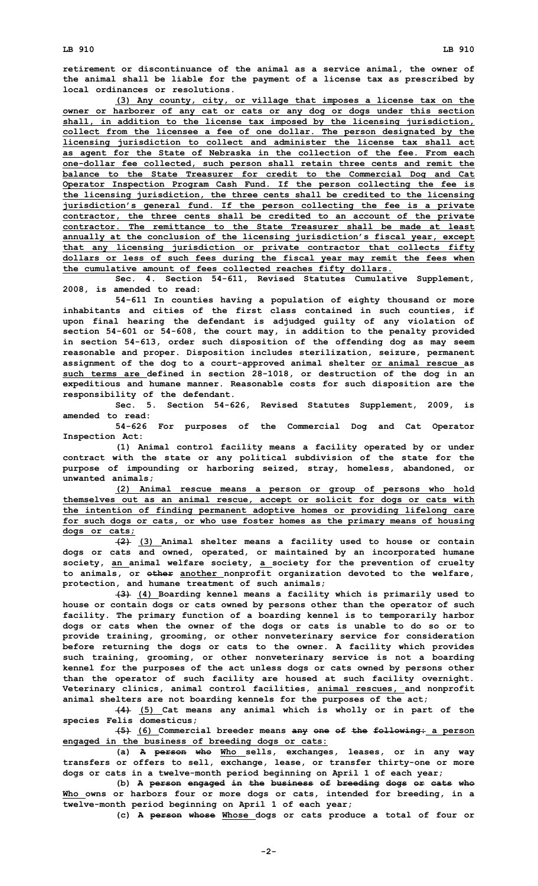retirement or discontinuance of the animal as a service animal, the owner of the animal shall be liable for the payment of a license tax as prescribed by local ordinances or resolutions.

(3) Any county, city, or village that imposes a license tax on the owner or harborer of any cat or cats or any dog or dogs under this section shall, in addition to the license tax imposed by the licensing jurisdiction, collect from the licensee a fee of one dollar. The person designated by the licensing jurisdiction to collect and administer the license tax shall act as agent for the State of Nebraska in the collection of the fee. From each one-dollar fee collected, such person shall retain three cents and remit the balance to the State Treasurer for credit to the Commercial Dog and Cat Operator Inspection Program Cash Fund. If the person collecting the fee is the licensing jurisdiction, the three cents shall be credited to the licensing jurisdiction's general fund. If the person collecting the fee is a private contractor, the three cents shall be credited to an account of the private contractor. The remittance to the State Treasurer shall be made at least annually at the conclusion of the licensing jurisdiction's fiscal year, except that any licensing jurisdiction or private contractor that collects fifty dollars or less of such fees during the fiscal year may remit the fees when the cumulative amount of fees collected reaches fifty dollars.

Sec. 4. Section 54-611, Revised Statutes Cumulative Supplement, 2008, is amended to read:

54-611 In counties having a population of eighty thousand or more inhabitants and cities of the first class contained in such counties, if upon final hearing the defendant is adjudged guilty of any violation of section 54-601 or 54-608, the court may, in addition to the penalty provided in section 54-613, order such disposition of the offending dog as may seem reasonable and proper. Disposition includes sterilization, seizure, permanent assignment of the dog to a court-approved animal shelter or animal rescue as such terms are defined in section 28-1018, or destruction of the dog in an expeditious and humane manner. Reasonable costs for such disposition are the responsibility of the defendant.

Sec. 5. Section 54-626, Revised Statutes Supplement, 2009, is amended to read:

54-626 For purposes of the Commercial Dog and Cat Operator Inspection Act:

(1) Animal control facility means a facility operated by or under contract with the state or any political subdivision of the state for the purpose of impounding or harboring seized, stray, homeless, abandoned, or unwanted animals;

(2) Animal rescue means a person or group of persons who hold themselves out as an animal rescue, accept or solicit for dogs or cats with the intention of finding permanent adoptive homes or providing lifelong care for such dogs or cats, or who use foster homes as the primary means of housing dogs or cats;

~~(2)~~ (3) Animal shelter means a facility used to house or contain dogs or cats and owned, operated, or maintained by an incorporated humane society, an animal welfare society, a society for the prevention of cruelty to animals, or ~~other~~ another nonprofit organization devoted to the welfare, protection, and humane treatment of such animals;

~~(3)~~ (4) Boarding kennel means a facility which is primarily used to house or contain dogs or cats owned by persons other than the operator of such facility. The primary function of a boarding kennel is to temporarily harbor dogs or cats when the owner of the dogs or cats is unable to do so or to provide training, grooming, or other nonveterinary service for consideration before returning the dogs or cats to the owner. A facility which provides such training, grooming, or other nonveterinary service is not a boarding kennel for the purposes of the act unless dogs or cats owned by persons other than the operator of such facility are housed at such facility overnight. Veterinary clinics, animal control facilities, animal rescues, and nonprofit animal shelters are not boarding kennels for the purposes of the act;

~~(4)~~ (5) Cat means any animal which is wholly or in part of the species Felis domesticus;

~~(5)~~ (6) Commercial breeder means ~~any one of the following:~~ a person engaged in the business of breeding dogs or cats:

(a) ~~A person who~~ Who sells, exchanges, leases, or in any way transfers or offers to sell, exchange, lease, or transfer thirty-one or more dogs or cats in a twelve-month period beginning on April 1 of each year;

(b) ~~A person engaged in the business of breeding dogs or cats who~~ Who owns or harbors four or more dogs or cats, intended for breeding, in a twelve-month period beginning on April 1 of each year;

(c) ~~A person whose~~ Whose dogs or cats produce a total of four or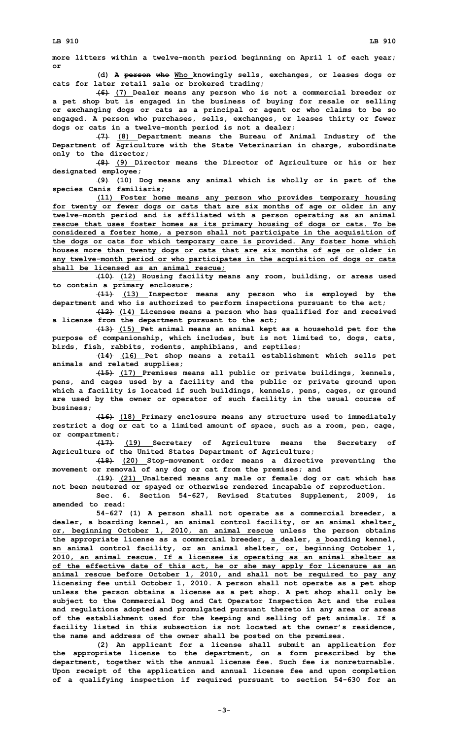more litters within a twelve-month period beginning on April 1 of each year; or

(d) A ~~person who~~ Who knowingly sells, exchanges, or leases dogs or cats for later retail sale or brokered trading;

~~(6)~~ (7) Dealer means any person who is not a commercial breeder or a pet shop but is engaged in the business of buying for resale or selling or exchanging dogs or cats as a principal or agent or who claims to be so engaged. A person who purchases, sells, exchanges, or leases thirty or fewer dogs or cats in a twelve-month period is not a dealer;

~~(7)~~ (8) Department means the Bureau of Animal Industry of the Department of Agriculture with the State Veterinarian in charge, subordinate only to the director;

~~(8)~~ (9) Director means the Director of Agriculture or his or her designated employee;

~~(9)~~ (10) Dog means any animal which is wholly or in part of the species Canis familiaris;

(11) Foster home means any person who provides temporary housing for twenty or fewer dogs or cats that are six months of age or older in any twelve-month period and is affiliated with a person operating as an animal rescue that uses foster homes as its primary housing of dogs or cats. To be considered a foster home, a person shall not participate in the acquisition of the dogs or cats for which temporary care is provided. Any foster home which houses more than twenty dogs or cats that are six months of age or older in any twelve-month period or who participates in the acquisition of dogs or cats shall be licensed as an animal rescue;

~~(10)~~ (12) Housing facility means any room, building, or areas used to contain a primary enclosure;

~~(11)~~ (13) Inspector means any person who is employed by the department and who is authorized to perform inspections pursuant to the act;

~~(12)~~ (14) Licensee means a person who has qualified for and received a license from the department pursuant to the act;

~~(13)~~ (15) Pet animal means an animal kept as a household pet for the purpose of companionship, which includes, but is not limited to, dogs, cats, birds, fish, rabbits, rodents, amphibians, and reptiles;

~~(14)~~ (16) Pet shop means a retail establishment which sells pet animals and related supplies;

~~(15)~~ (17) Premises means all public or private buildings, kennels, pens, and cages used by a facility and the public or private ground upon which a facility is located if such buildings, kennels, pens, cages, or ground are used by the owner or operator of such facility in the usual course of business;

~~(16)~~ (18) Primary enclosure means any structure used to immediately restrict a dog or cat to a limited amount of space, such as a room, pen, cage, or compartment;

~~(17)~~ (19) Secretary of Agriculture means the Secretary of Agriculture of the United States Department of Agriculture;

~~(18)~~ (20) Stop-movement order means a directive preventing the movement or removal of any dog or cat from the premises; and

~~(19)~~ (21) Unaltered means any male or female dog or cat which has not been neutered or spayed or otherwise rendered incapable of reproduction.

Sec. 6. Section 54-627, Revised Statutes Supplement, 2009, is amended to read:

54-627 (1) A person shall not operate as a commercial breeder, a dealer, a boarding kennel, an animal control facility, ~~or~~ an animal shelter, or, beginning October 1, 2010, an animal rescue unless the person obtains the appropriate license as a commercial breeder, a dealer, a boarding kennel, an animal control facility, ~~or~~ an animal shelter, or, beginning October 1, 2010, an animal rescue. If a licensee is operating as an animal shelter as of the effective date of this act, he or she may apply for licensure as an animal rescue before October 1, 2010, and shall not be required to pay any licensing fee until October 1, 2010. A person shall not operate as a pet shop unless the person obtains a license as a pet shop. A pet shop shall only be subject to the Commercial Dog and Cat Operator Inspection Act and the rules and regulations adopted and promulgated pursuant thereto in any area or areas of the establishment used for the keeping and selling of pet animals. If a facility listed in this subsection is not located at the owner's residence, the name and address of the owner shall be posted on the premises.

(2) An applicant for a license shall submit an application for the appropriate license to the department, on a form prescribed by the department, together with the annual license fee. Such fee is nonreturnable. Upon receipt of the application and annual license fee and upon completion of a qualifying inspection if required pursuant to section 54-630 for an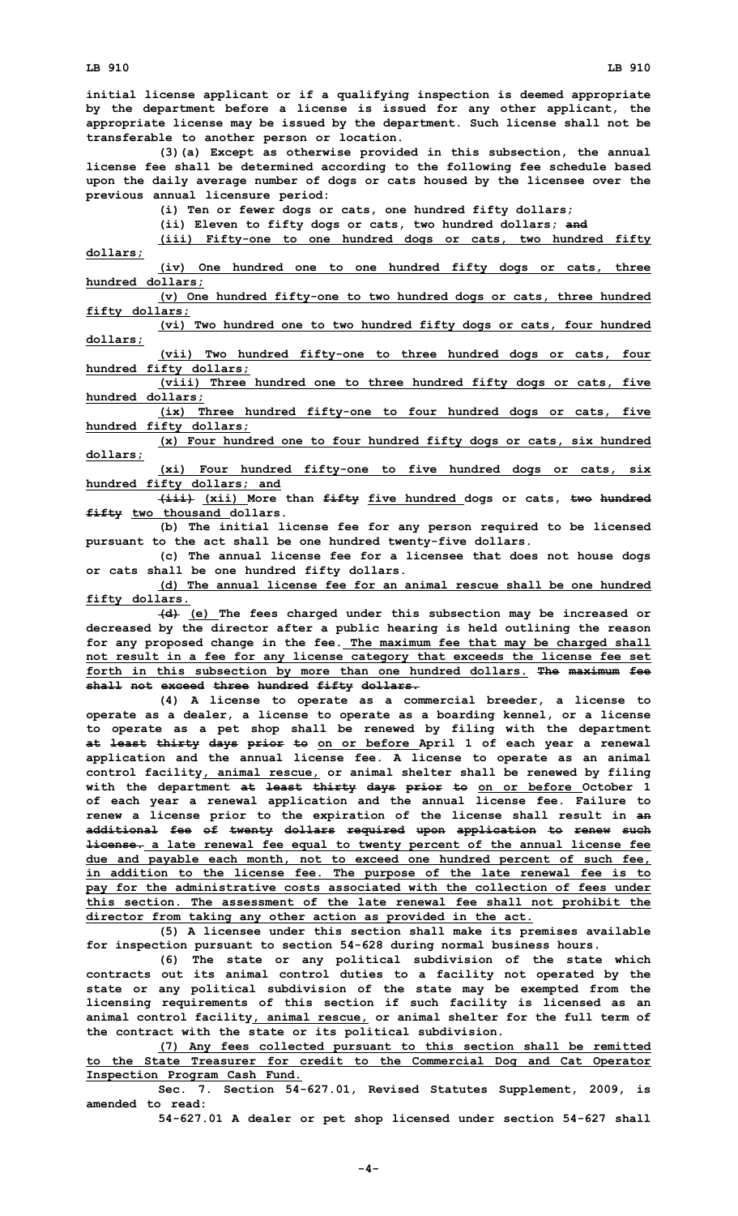**initial license applicant or if a qualifying inspection is deemed appropriate by the department before a license is issued for any other applicant, the appropriate license may be issued by the department. Such license shall not be transferable to another person or location.**

**(3)(a) Except as otherwise provided in this subsection, the annual license fee shall be determined according to the following fee schedule based upon the daily average number of dogs or cats housed by the licensee over the previous annual licensure period:**

**(i) Ten or fewer dogs or cats, one hundred fifty dollars;**

**(ii) Eleven to fifty dogs or cats, two hundred dollars; ~~and~~**

**(iii) Fifty-one to one hundred dogs or cats, two hundred fifty dollars;**

**(iv) One hundred one to one hundred fifty dogs or cats, three hundred dollars;**

**(v) One hundred fifty-one to two hundred dogs or cats, three hundred fifty dollars;**

**(vi) Two hundred one to two hundred fifty dogs or cats, four hundred dollars;**

**(vii) Two hundred fifty-one to three hundred dogs or cats, four hundred fifty dollars;**

**(viii) Three hundred one to three hundred fifty dogs or cats, five hundred dollars;**

**(ix) Three hundred fifty-one to four hundred dogs or cats, five hundred fifty dollars;**

**(x) Four hundred one to four hundred fifty dogs or cats, six hundred dollars;**

**(xi) Four hundred fifty-one to five hundred dogs or cats, six hundred fifty dollars; and**

**~~(iii)~~ (xii) More than ~~fifty~~ five hundred dogs or cats, ~~two hundred fifty~~ two thousand dollars.**

**(b) The initial license fee for any person required to be licensed pursuant to the act shall be one hundred twenty-five dollars.**

**(c) The annual license fee for a licensee that does not house dogs or cats shall be one hundred fifty dollars.**

**(d) The annual license fee for an animal rescue shall be one hundred fifty dollars.**

**~~(d)~~ (e) The fees charged under this subsection may be increased or decreased by the director after a public hearing is held outlining the reason for any proposed change in the fee. The maximum fee that may be charged shall not result in a fee for any license category that exceeds the license fee set forth in this subsection by more than one hundred dollars. ~~The maximum fee shall not exceed three hundred fifty dollars.~~**

**(4) A license to operate as a commercial breeder, a license to operate as a dealer, a license to operate as a boarding kennel, or a license to operate as a pet shop shall be renewed by filing with the department ~~at least thirty days prior to~~ on or before April 1 of each year a renewal application and the annual license fee. A license to operate as an animal control facility, animal rescue, or animal shelter shall be renewed by filing with the department ~~at least thirty days prior to~~ on or before October 1 of each year a renewal application and the annual license fee. Failure to renew a license prior to the expiration of the license shall result in ~~an additional fee of twenty dollars required upon application to renew such license.~~ a late renewal fee equal to twenty percent of the annual license fee due and payable each month, not to exceed one hundred percent of such fee, in addition to the license fee. The purpose of the late renewal fee is to pay for the administrative costs associated with the collection of fees under this section. The assessment of the late renewal fee shall not prohibit the director from taking any other action as provided in the act.**

**(5) A licensee under this section shall make its premises available for inspection pursuant to section 54-628 during normal business hours.**

**(6) The state or any political subdivision of the state which contracts out its animal control duties to a facility not operated by the state or any political subdivision of the state may be exempted from the licensing requirements of this section if such facility is licensed as an animal control facility, animal rescue, or animal shelter for the full term of the contract with the state or its political subdivision.**

**(7) Any fees collected pursuant to this section shall be remitted to the State Treasurer for credit to the Commercial Dog and Cat Operator Inspection Program Cash Fund.**

**Sec. 7. Section 54-627.01, Revised Statutes Supplement, 2009, is amended to read:**

**54-627.01 A dealer or pet shop licensed under section 54-627 shall**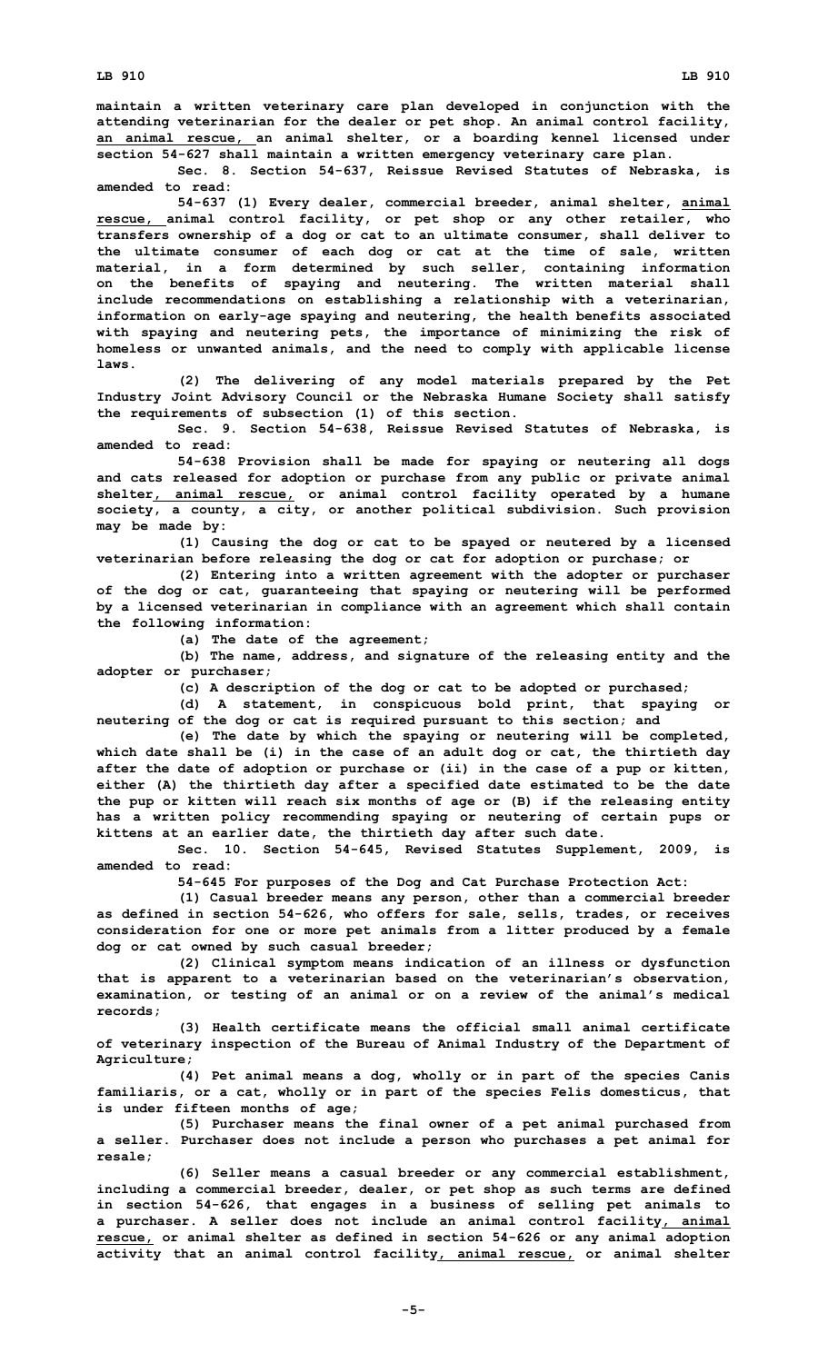maintain a written veterinary care plan developed in conjunction with the attending veterinarian for the dealer or pet shop. An animal control facility, an animal rescue, an animal shelter, or a boarding kennel licensed under section 54-627 shall maintain a written emergency veterinary care plan.

Sec. 8. Section 54-637, Reissue Revised Statutes of Nebraska, is amended to read:

54-637 (1) Every dealer, commercial breeder, animal shelter, animal rescue, animal control facility, or pet shop or any other retailer, who transfers ownership of a dog or cat to an ultimate consumer, shall deliver to the ultimate consumer of each dog or cat at the time of sale, written material, in a form determined by such seller, containing information on the benefits of spaying and neutering. The written material shall include recommendations on establishing a relationship with a veterinarian, information on early-age spaying and neutering, the health benefits associated with spaying and neutering pets, the importance of minimizing the risk of homeless or unwanted animals, and the need to comply with applicable license laws.

(2) The delivering of any model materials prepared by the Pet Industry Joint Advisory Council or the Nebraska Humane Society shall satisfy the requirements of subsection (1) of this section.

Sec. 9. Section 54-638, Reissue Revised Statutes of Nebraska, is amended to read:

54-638 Provision shall be made for spaying or neutering all dogs and cats released for adoption or purchase from any public or private animal shelter, animal rescue, or animal control facility operated by a humane society, a county, a city, or another political subdivision. Such provision may be made by:

(1) Causing the dog or cat to be spayed or neutered by a licensed veterinarian before releasing the dog or cat for adoption or purchase; or

(2) Entering into a written agreement with the adopter or purchaser of the dog or cat, guaranteeing that spaying or neutering will be performed by a licensed veterinarian in compliance with an agreement which shall contain the following information:

(a) The date of the agreement;

(b) The name, address, and signature of the releasing entity and the adopter or purchaser;

(c) A description of the dog or cat to be adopted or purchased;

(d) A statement, in conspicuous bold print, that spaying or neutering of the dog or cat is required pursuant to this section; and

(e) The date by which the spaying or neutering will be completed, which date shall be (i) in the case of an adult dog or cat, the thirtieth day after the date of adoption or purchase or (ii) in the case of a pup or kitten, either (A) the thirtieth day after a specified date estimated to be the date the pup or kitten will reach six months of age or (B) if the releasing entity has a written policy recommending spaying or neutering of certain pups or kittens at an earlier date, the thirtieth day after such date.

Sec. 10. Section 54-645, Revised Statutes Supplement, 2009, is amended to read:

54-645 For purposes of the Dog and Cat Purchase Protection Act:

(1) Casual breeder means any person, other than a commercial breeder as defined in section 54-626, who offers for sale, sells, trades, or receives consideration for one or more pet animals from a litter produced by a female dog or cat owned by such casual breeder;

(2) Clinical symptom means indication of an illness or dysfunction that is apparent to a veterinarian based on the veterinarian's observation, examination, or testing of an animal or on a review of the animal's medical records;

(3) Health certificate means the official small animal certificate of veterinary inspection of the Bureau of Animal Industry of the Department of Agriculture;

(4) Pet animal means a dog, wholly or in part of the species Canis familiaris, or a cat, wholly or in part of the species Felis domesticus, that is under fifteen months of age;

(5) Purchaser means the final owner of a pet animal purchased from a seller. Purchaser does not include a person who purchases a pet animal for resale;

(6) Seller means a casual breeder or any commercial establishment, including a commercial breeder, dealer, or pet shop as such terms are defined in section 54-626, that engages in a business of selling pet animals to a purchaser. A seller does not include an animal control facility, animal rescue, or animal shelter as defined in section 54-626 or any animal adoption activity that an animal control facility, animal rescue, or animal shelter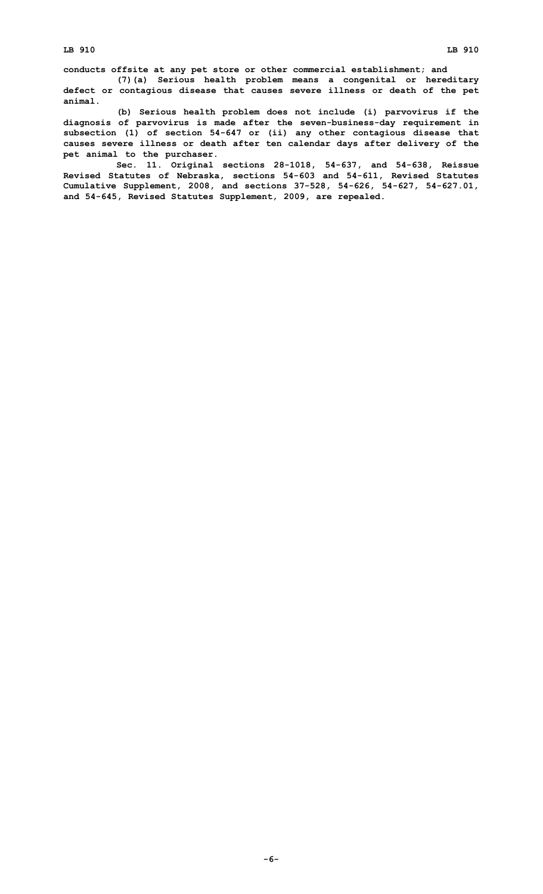conducts offsite at any pet store or other commercial establishment; and

(7)(a) Serious health problem means a congenital or hereditary defect or contagious disease that causes severe illness or death of the pet animal.

(b) Serious health problem does not include (i) parvovirus if the diagnosis of parvovirus is made after the seven-business-day requirement in subsection (1) of section 54-647 or (ii) any other contagious disease that causes severe illness or death after ten calendar days after delivery of the pet animal to the purchaser.

Sec. 11. Original sections 28-1018, 54-637, and 54-638, Reissue Revised Statutes of Nebraska, sections 54-603 and 54-611, Revised Statutes Cumulative Supplement, 2008, and sections 37-528, 54-626, 54-627, 54-627.01, and 54-645, Revised Statutes Supplement, 2009, are repealed.